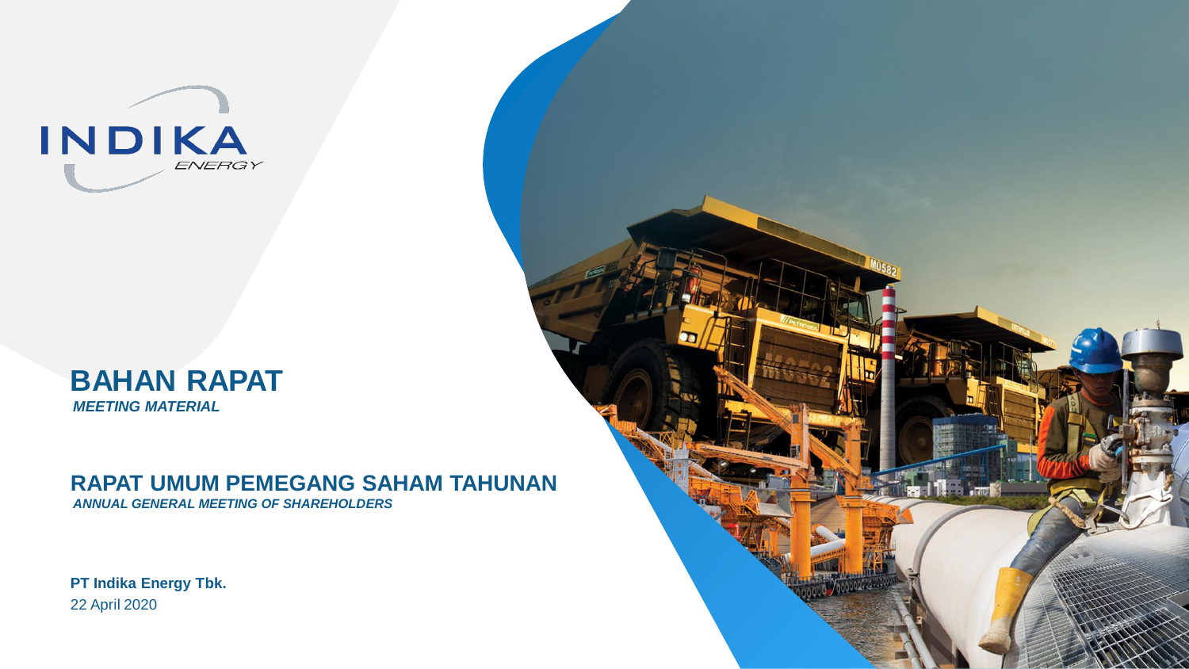INDIKA ENERGY

# BAHAN RAPAT

***MEETING MATERIAL***

## RAPAT UMUM PEMEGANG SAHAM TAHUNAN

***ANNUAL GENERAL MEETING OF SHAREHOLDERS***

**PT Indika Energy Tbk.**

22 April 2020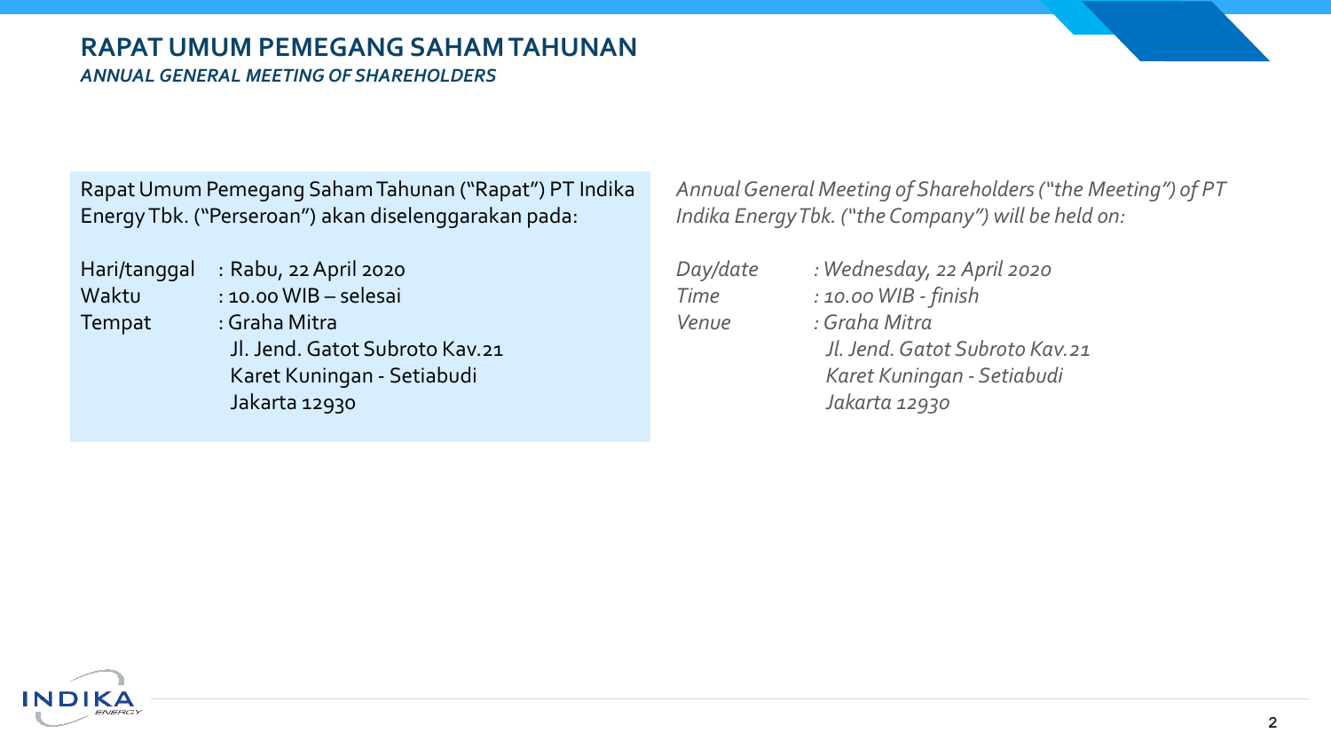# RAPAT UMUM PEMEGANG SAHAM TAHUNAN

*ANNUAL GENERAL MEETING OF SHAREHOLDERS*

Rapat Umum Pemegang Saham Tahunan ("Rapat") PT Indika Energy Tbk. ("Perseroan") akan diselenggarakan pada:

| | |
|---|---|
| Hari/tanggal | : Rabu, 22 April 2020 |
| Waktu | : 10.00 WIB – selesai |
| Tempat | : Graha Mitra<br>Jl. Jend. Gatot Subroto Kav.21<br>Karet Kuningan - Setiabudi<br>Jakarta 12930 |

*Annual General Meeting of Shareholders ("the Meeting") of PT Indika Energy Tbk. ("the Company") will be held on:*

| | |
|---|---|
| *Day/date* | *: Wednesday, 22 April 2020* |
| *Time* | *: 10.00 WIB - finish* |
| *Venue* | *: Graha Mitra<br>Jl. Jend. Gatot Subroto Kav.21<br>Karet Kuningan - Setiabudi<br>Jakarta 12930* |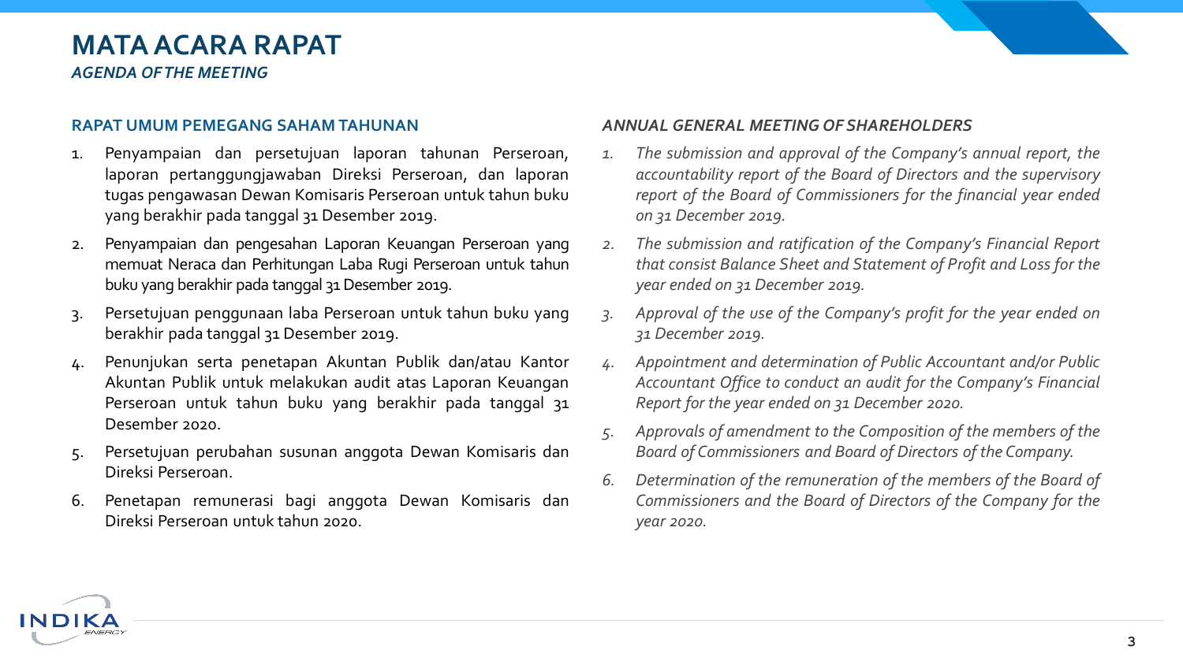# MATA ACARA RAPAT

*AGENDA OF THE MEETING*

## RAPAT UMUM PEMEGANG SAHAM TAHUNAN

1. Penyampaian dan persetujuan laporan tahunan Perseroan, laporan pertanggungjawaban Direksi Perseroan, dan laporan tugas pengawasan Dewan Komisaris Perseroan untuk tahun buku yang berakhir pada tanggal 31 Desember 2019.
2. Penyampaian dan pengesahan Laporan Keuangan Perseroan yang memuat Neraca dan Perhitungan Laba Rugi Perseroan untuk tahun buku yang berakhir pada tanggal 31 Desember 2019.
3. Persetujuan penggunaan laba Perseroan untuk tahun buku yang berakhir pada tanggal 31 Desember 2019.
4. Penunjukan serta penetapan Akuntan Publik dan/atau Kantor Akuntan Publik untuk melakukan audit atas Laporan Keuangan Perseroan untuk tahun buku yang berakhir pada tanggal 31 Desember 2020.
5. Persetujuan perubahan susunan anggota Dewan Komisaris dan Direksi Perseroan.
6. Penetapan remunerasi bagi anggota Dewan Komisaris dan Direksi Perseroan untuk tahun 2020.

## *ANNUAL GENERAL MEETING OF SHAREHOLDERS*

1. *The submission and approval of the Company's annual report, the accountability report of the Board of Directors and the supervisory report of the Board of Commissioners for the financial year ended on 31 December 2019.*
2. *The submission and ratification of the Company's Financial Report that consist Balance Sheet and Statement of Profit and Loss for the year ended on 31 December 2019.*
3. *Approval of the use of the Company's profit for the year ended on 31 December 2019.*
4. *Appointment and determination of Public Accountant and/or Public Accountant Office to conduct an audit for the Company's Financial Report for the year ended on 31 December 2020.*
5. *Approvals of amendment to the Composition of the members of the Board of Commissioners and Board of Directors of the Company.*
6. *Determination of the remuneration of the members of the Board of Commissioners and the Board of Directors of the Company for the year 2020.*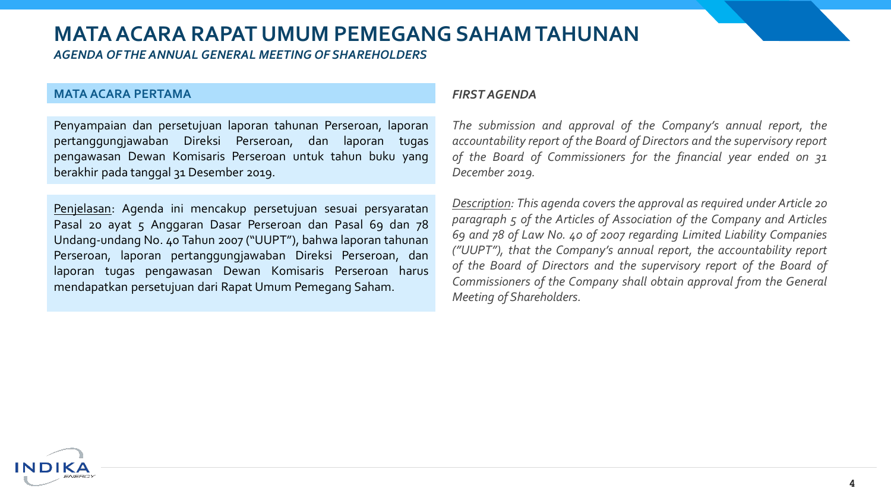# MATA ACARA RAPAT UMUM PEMEGANG SAHAM TAHUNAN

*AGENDA OF THE ANNUAL GENERAL MEETING OF SHAREHOLDERS*

## MATA ACARA PERTAMA

Penyampaian dan persetujuan laporan tahunan Perseroan, laporan pertanggungjawaban Direksi Perseroan, dan laporan tugas pengawasan Dewan Komisaris Perseroan untuk tahun buku yang berakhir pada tanggal 31 Desember 2019.

<u>Penjelasan</u>: Agenda ini mencakup persetujuan sesuai persyaratan Pasal 20 ayat 5 Anggaran Dasar Perseroan dan Pasal 69 dan 78 Undang-undang No. 40 Tahun 2007 ("UUPT"), bahwa laporan tahunan Perseroan, laporan pertanggungjawaban Direksi Perseroan, dan laporan tugas pengawasan Dewan Komisaris Perseroan harus mendapatkan persetujuan dari Rapat Umum Pemegang Saham.

## *FIRST AGENDA*

*The submission and approval of the Company's annual report, the accountability report of the Board of Directors and the supervisory report of the Board of Commissioners for the financial year ended on 31 December 2019.*

*<u>Description</u>: This agenda covers the approval as required under Article 20 paragraph 5 of the Articles of Association of the Company and Articles 69 and 78 of Law No. 40 of 2007 regarding Limited Liability Companies ("UUPT"), that the Company's annual report, the accountability report of the Board of Directors and the supervisory report of the Board of Commissioners of the Company shall obtain approval from the General Meeting of Shareholders.*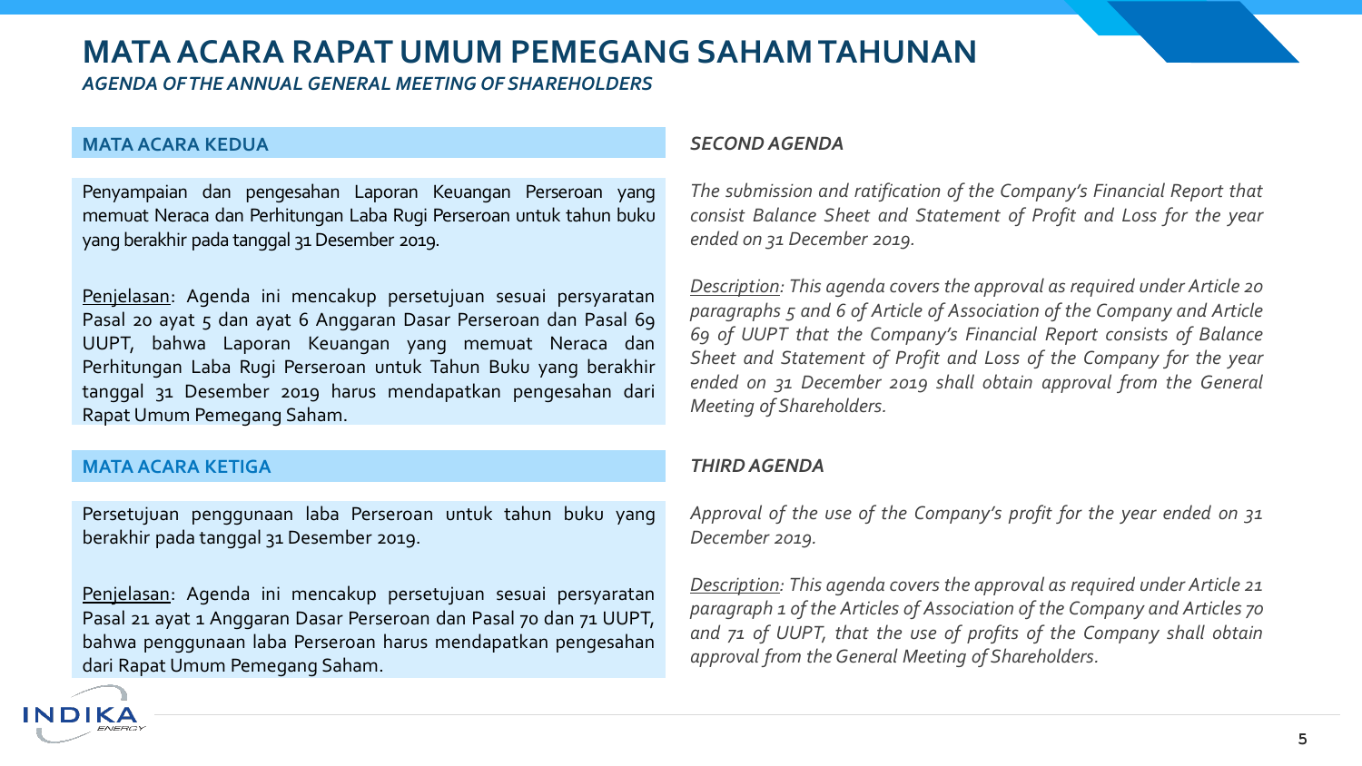# MATA ACARA RAPAT UMUM PEMEGANG SAHAM TAHUNAN

*AGENDA OF THE ANNUAL GENERAL MEETING OF SHAREHOLDERS*

## MATA ACARA KEDUA

Penyampaian dan pengesahan Laporan Keuangan Perseroan yang memuat Neraca dan Perhitungan Laba Rugi Perseroan untuk tahun buku yang berakhir pada tanggal 31 Desember 2019.

Penjelasan: Agenda ini mencakup persetujuan sesuai persyaratan Pasal 20 ayat 5 dan ayat 6 Anggaran Dasar Perseroan dan Pasal 69 UUPT, bahwa Laporan Keuangan yang memuat Neraca dan Perhitungan Laba Rugi Perseroan untuk Tahun Buku yang berakhir tanggal 31 Desember 2019 harus mendapatkan pengesahan dari Rapat Umum Pemegang Saham.

## *SECOND AGENDA*

*The submission and ratification of the Company's Financial Report that consist Balance Sheet and Statement of Profit and Loss for the year ended on 31 December 2019.*

*Description: This agenda covers the approval as required under Article 20 paragraphs 5 and 6 of Article of Association of the Company and Article 69 of UUPT that the Company's Financial Report consists of Balance Sheet and Statement of Profit and Loss of the Company for the year ended on 31 December 2019 shall obtain approval from the General Meeting of Shareholders.*

## MATA ACARA KETIGA

Persetujuan penggunaan laba Perseroan untuk tahun buku yang berakhir pada tanggal 31 Desember 2019.

Penjelasan: Agenda ini mencakup persetujuan sesuai persyaratan Pasal 21 ayat 1 Anggaran Dasar Perseroan dan Pasal 70 dan 71 UUPT, bahwa penggunaan laba Perseroan harus mendapatkan pengesahan dari Rapat Umum Pemegang Saham.

## *THIRD AGENDA*

*Approval of the use of the Company's profit for the year ended on 31 December 2019.*

*Description: This agenda covers the approval as required under Article 21 paragraph 1 of the Articles of Association of the Company and Articles 70 and 71 of UUPT, that the use of profits of the Company shall obtain approval from the General Meeting of Shareholders.*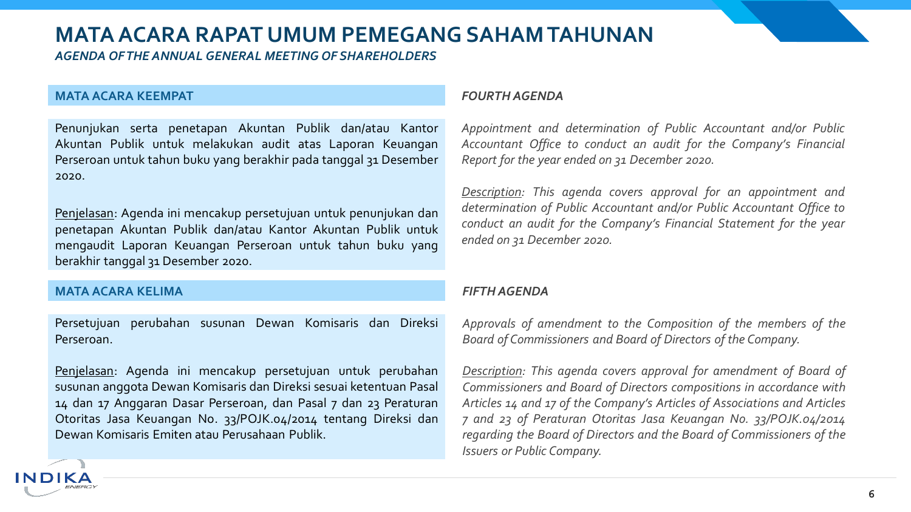# MATA ACARA RAPAT UMUM PEMEGANG SAHAM TAHUNAN

*AGENDA OF THE ANNUAL GENERAL MEETING OF SHAREHOLDERS*

## MATA ACARA KEEMPAT

Penunjukan serta penetapan Akuntan Publik dan/atau Kantor Akuntan Publik untuk melakukan audit atas Laporan Keuangan Perseroan untuk tahun buku yang berakhir pada tanggal 31 Desember 2020.

Penjelasan: Agenda ini mencakup persetujuan untuk penunjukan dan penetapan Akuntan Publik dan/atau Kantor Akuntan Publik untuk mengaudit Laporan Keuangan Perseroan untuk tahun buku yang berakhir tanggal 31 Desember 2020.

## *FOURTH AGENDA*

*Appointment and determination of Public Accountant and/or Public Accountant Office to conduct an audit for the Company's Financial Report for the year ended on 31 December 2020.*

*Description: This agenda covers approval for an appointment and determination of Public Accountant and/or Public Accountant Office to conduct an audit for the Company's Financial Statement for the year ended on 31 December 2020.*

## MATA ACARA KELIMA

Persetujuan perubahan susunan Dewan Komisaris dan Direksi Perseroan.

Penjelasan: Agenda ini mencakup persetujuan untuk perubahan susunan anggota Dewan Komisaris dan Direksi sesuai ketentuan Pasal 14 dan 17 Anggaran Dasar Perseroan, dan Pasal 7 dan 23 Peraturan Otoritas Jasa Keuangan No. 33/POJK.04/2014 tentang Direksi dan Dewan Komisaris Emiten atau Perusahaan Publik.

## *FIFTH AGENDA*

*Approvals of amendment to the Composition of the members of the Board of Commissioners and Board of Directors of the Company.*

*Description: This agenda covers approval for amendment of Board of Commissioners and Board of Directors compositions in accordance with Articles 14 and 17 of the Company's Articles of Associations and Articles 7 and 23 of Peraturan Otoritas Jasa Keuangan No. 33/POJK.04/2014 regarding the Board of Directors and the Board of Commissioners of the Issuers or Public Company.*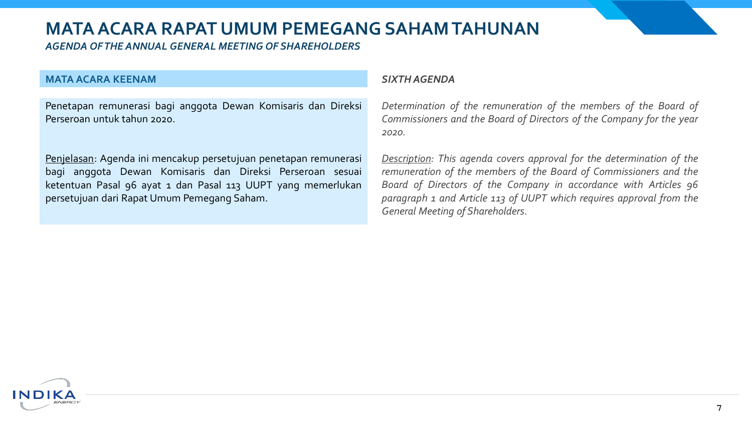# MATA ACARA RAPAT UMUM PEMEGANG SAHAM TAHUNAN

*AGENDA OF THE ANNUAL GENERAL MEETING OF SHAREHOLDERS*

## MATA ACARA KEENAM

Penetapan remunerasi bagi anggota Dewan Komisaris dan Direksi Perseroan untuk tahun 2020.

Penjelasan: Agenda ini mencakup persetujuan penetapan remunerasi bagi anggota Dewan Komisaris dan Direksi Perseroan sesuai ketentuan Pasal 96 ayat 1 dan Pasal 113 UUPT yang memerlukan persetujuan dari Rapat Umum Pemegang Saham.

## *SIXTH AGENDA*

*Determination of the remuneration of the members of the Board of Commissioners and the Board of Directors of the Company for the year 2020.*

*Description: This agenda covers approval for the determination of the remuneration of the members of the Board of Commissioners and the Board of Directors of the Company in accordance with Articles 96 paragraph 1 and Article 113 of UUPT which requires approval from the General Meeting of Shareholders.*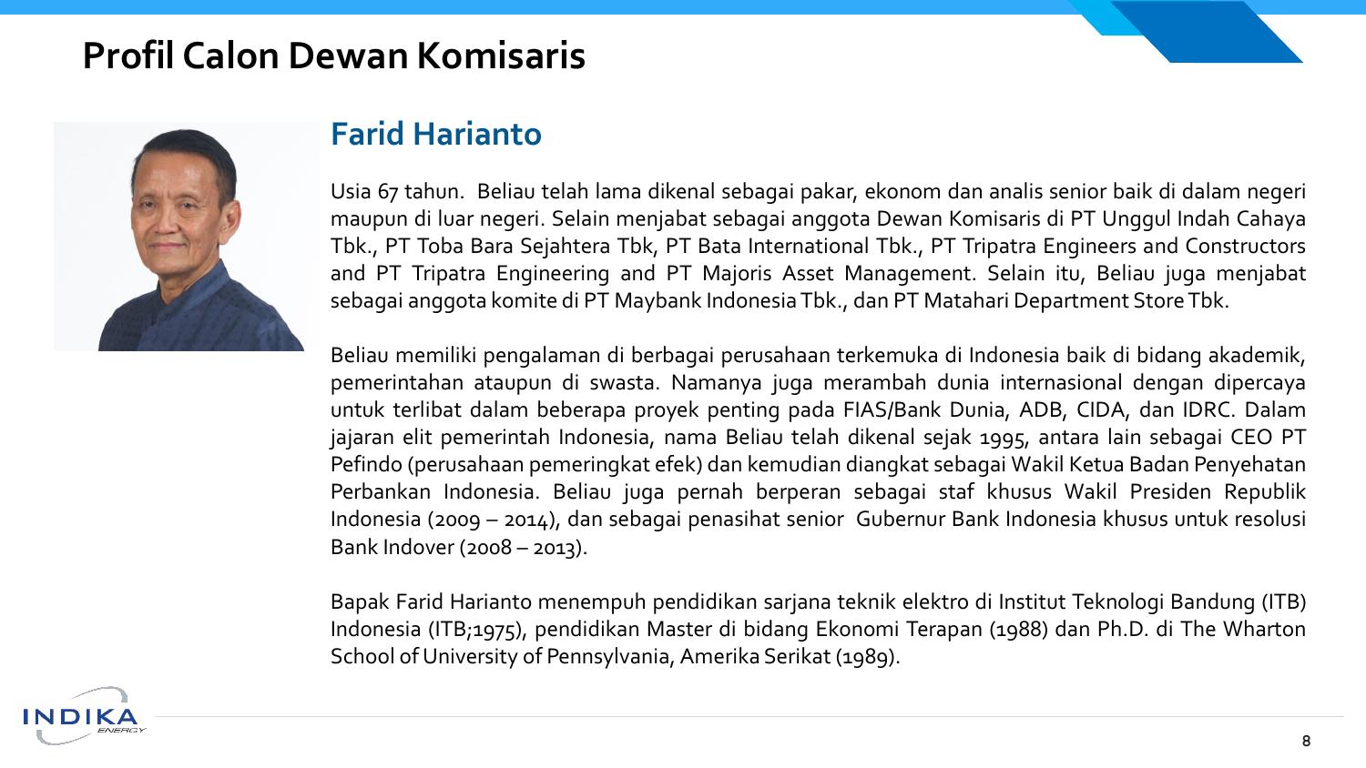# Profil Calon Dewan Komisaris

## Farid Harianto

Usia 67 tahun. Beliau telah lama dikenal sebagai pakar, ekonom dan analis senior baik di dalam negeri maupun di luar negeri. Selain menjabat sebagai anggota Dewan Komisaris di PT Unggul Indah Cahaya Tbk., PT Toba Bara Sejahtera Tbk, PT Bata International Tbk., PT Tripatra Engineers and Constructors and PT Tripatra Engineering and PT Majoris Asset Management. Selain itu, Beliau juga menjabat sebagai anggota komite di PT Maybank Indonesia Tbk., dan PT Matahari Department Store Tbk.

Beliau memiliki pengalaman di berbagai perusahaan terkemuka di Indonesia baik di bidang akademik, pemerintahan ataupun di swasta. Namanya juga merambah dunia internasional dengan dipercaya untuk terlibat dalam beberapa proyek penting pada FIAS/Bank Dunia, ADB, CIDA, dan IDRC. Dalam jajaran elit pemerintah Indonesia, nama Beliau telah dikenal sejak 1995, antara lain sebagai CEO PT Pefindo (perusahaan pemeringkat efek) dan kemudian diangkat sebagai Wakil Ketua Badan Penyehatan Perbankan Indonesia. Beliau juga pernah berperan sebagai staf khusus Wakil Presiden Republik Indonesia (2009 – 2014), dan sebagai penasihat senior Gubernur Bank Indonesia khusus untuk resolusi Bank Indover (2008 – 2013).

Bapak Farid Harianto menempuh pendidikan sarjana teknik elektro di Institut Teknologi Bandung (ITB) Indonesia (ITB;1975), pendidikan Master di bidang Ekonomi Terapan (1988) dan Ph.D. di The Wharton School of University of Pennsylvania, Amerika Serikat (1989).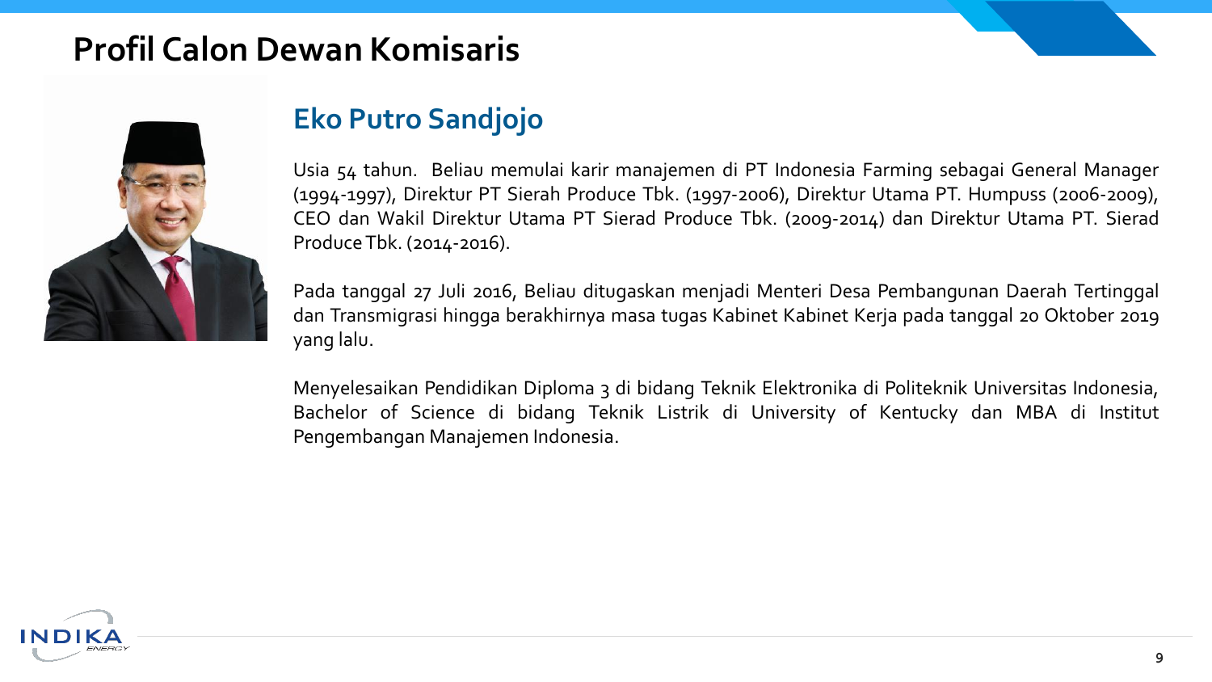# Profil Calon Dewan Komisaris

## Eko Putro Sandjojo

Usia 54 tahun. Beliau memulai karir manajemen di PT Indonesia Farming sebagai General Manager (1994-1997), Direktur PT Sierah Produce Tbk. (1997-2006), Direktur Utama PT. Humpuss (2006-2009), CEO dan Wakil Direktur Utama PT Sierad Produce Tbk. (2009-2014) dan Direktur Utama PT. Sierad Produce Tbk. (2014-2016).

Pada tanggal 27 Juli 2016, Beliau ditugaskan menjadi Menteri Desa Pembangunan Daerah Tertinggal dan Transmigrasi hingga berakhirnya masa tugas Kabinet Kabinet Kerja pada tanggal 20 Oktober 2019 yang lalu.

Menyelesaikan Pendidikan Diploma 3 di bidang Teknik Elektronika di Politeknik Universitas Indonesia, Bachelor of Science di bidang Teknik Listrik di University of Kentucky dan MBA di Institut Pengembangan Manajemen Indonesia.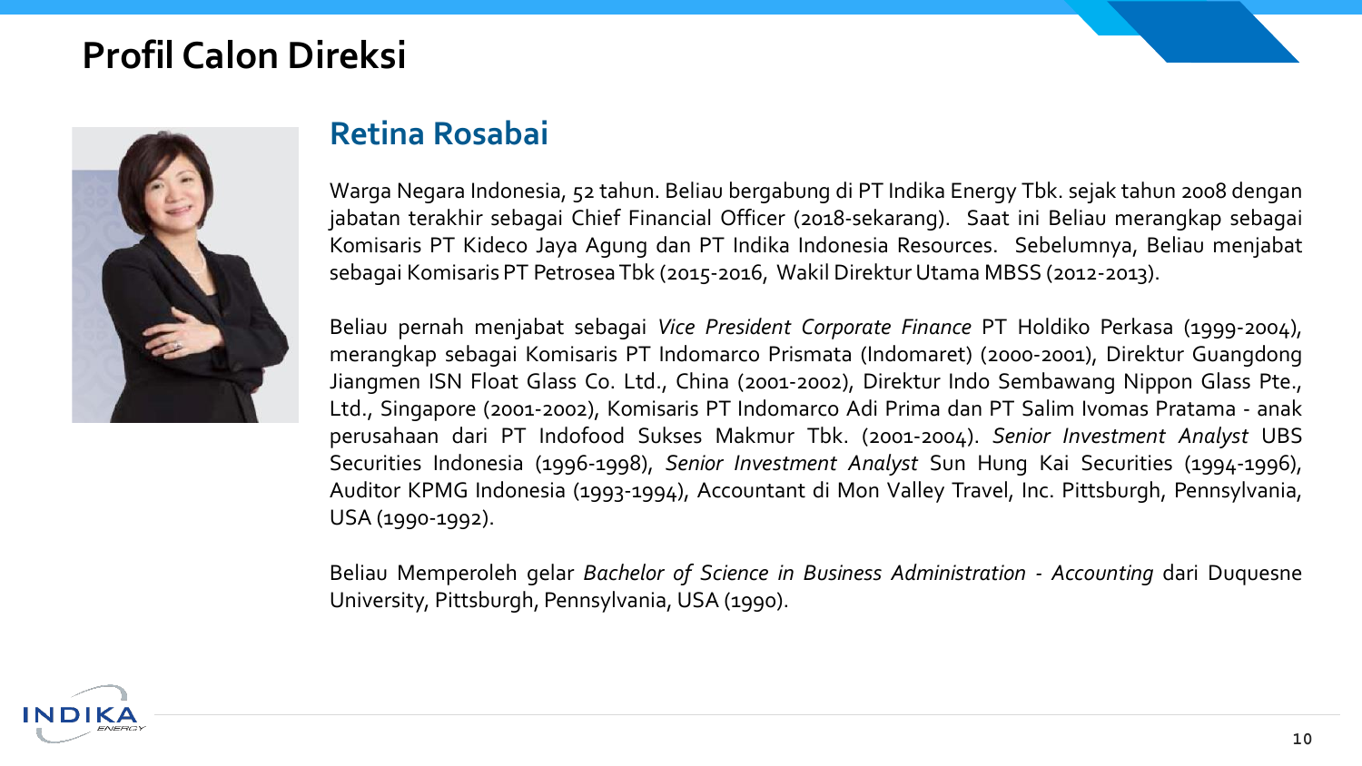# Profil Calon Direksi

## Retina Rosabai

Warga Negara Indonesia, 52 tahun. Beliau bergabung di PT Indika Energy Tbk. sejak tahun 2008 dengan jabatan terakhir sebagai Chief Financial Officer (2018-sekarang). Saat ini Beliau merangkap sebagai Komisaris PT Kideco Jaya Agung dan PT Indika Indonesia Resources. Sebelumnya, Beliau menjabat sebagai Komisaris PT Petrosea Tbk (2015-2016, Wakil Direktur Utama MBSS (2012-2013).

Beliau pernah menjabat sebagai *Vice President Corporate Finance* PT Holdiko Perkasa (1999-2004), merangkap sebagai Komisaris PT Indomarco Prismata (Indomaret) (2000-2001), Direktur Guangdong Jiangmen ISN Float Glass Co. Ltd., China (2001-2002), Direktur Indo Sembawang Nippon Glass Pte., Ltd., Singapore (2001-2002), Komisaris PT Indomarco Adi Prima dan PT Salim Ivomas Pratama - anak perusahaan dari PT Indofood Sukses Makmur Tbk. (2001-2004). *Senior Investment Analyst* UBS Securities Indonesia (1996-1998), *Senior Investment Analyst* Sun Hung Kai Securities (1994-1996), Auditor KPMG Indonesia (1993-1994), Accountant di Mon Valley Travel, Inc. Pittsburgh, Pennsylvania, USA (1990-1992).

Beliau Memperoleh gelar *Bachelor of Science in Business Administration - Accounting* dari Duquesne University, Pittsburgh, Pennsylvania, USA (1990).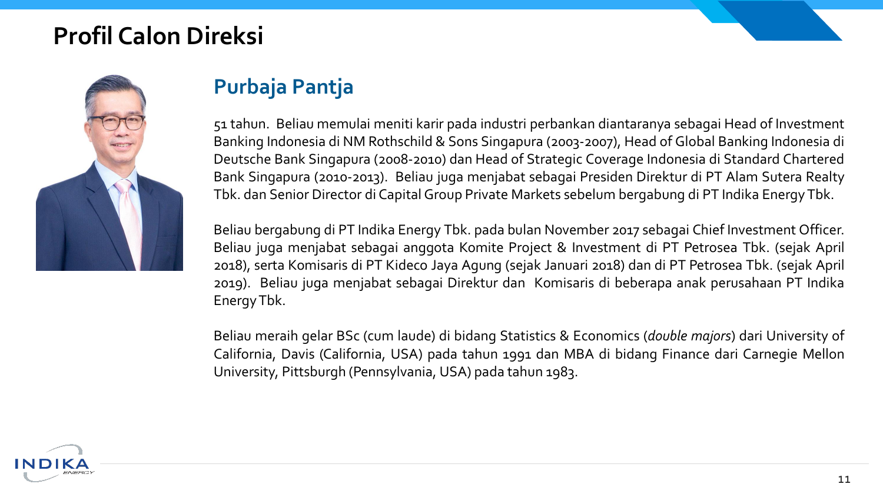# Profil Calon Direksi

## Purbaja Pantja

51 tahun. Beliau memulai meniti karir pada industri perbankan diantaranya sebagai Head of Investment Banking Indonesia di NM Rothschild & Sons Singapura (2003-2007), Head of Global Banking Indonesia di Deutsche Bank Singapura (2008-2010) dan Head of Strategic Coverage Indonesia di Standard Chartered Bank Singapura (2010-2013). Beliau juga menjabat sebagai Presiden Direktur di PT Alam Sutera Realty Tbk. dan Senior Director di Capital Group Private Markets sebelum bergabung di PT Indika Energy Tbk.

Beliau bergabung di PT Indika Energy Tbk. pada bulan November 2017 sebagai Chief Investment Officer. Beliau juga menjabat sebagai anggota Komite Project & Investment di PT Petrosea Tbk. (sejak April 2018), serta Komisaris di PT Kideco Jaya Agung (sejak Januari 2018) dan di PT Petrosea Tbk. (sejak April 2019). Beliau juga menjabat sebagai Direktur dan Komisaris di beberapa anak perusahaan PT Indika Energy Tbk.

Beliau meraih gelar BSc (cum laude) di bidang Statistics & Economics (*double majors*) dari University of California, Davis (California, USA) pada tahun 1991 dan MBA di bidang Finance dari Carnegie Mellon University, Pittsburgh (Pennsylvania, USA) pada tahun 1983.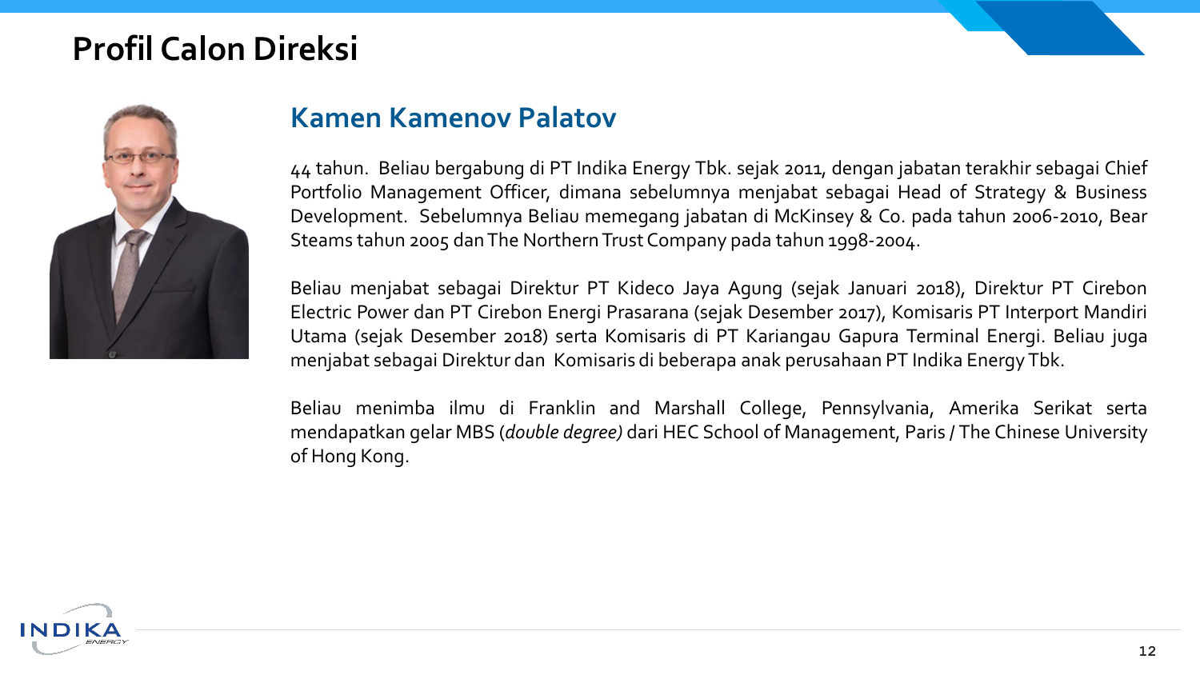# Profil Calon Direksi

## Kamen Kamenov Palatov

44 tahun. Beliau bergabung di PT Indika Energy Tbk. sejak 2011, dengan jabatan terakhir sebagai Chief Portfolio Management Officer, dimana sebelumnya menjabat sebagai Head of Strategy & Business Development. Sebelumnya Beliau memegang jabatan di McKinsey & Co. pada tahun 2006-2010, Bear Steams tahun 2005 dan The Northern Trust Company pada tahun 1998-2004.

Beliau menjabat sebagai Direktur PT Kideco Jaya Agung (sejak Januari 2018), Direktur PT Cirebon Electric Power dan PT Cirebon Energi Prasarana (sejak Desember 2017), Komisaris PT Interport Mandiri Utama (sejak Desember 2018) serta Komisaris di PT Kariangau Gapura Terminal Energi. Beliau juga menjabat sebagai Direktur dan Komisaris di beberapa anak perusahaan PT Indika Energy Tbk.

Beliau menimba ilmu di Franklin and Marshall College, Pennsylvania, Amerika Serikat serta mendapatkan gelar MBS (*double degree)* dari HEC School of Management, Paris / The Chinese University of Hong Kong.